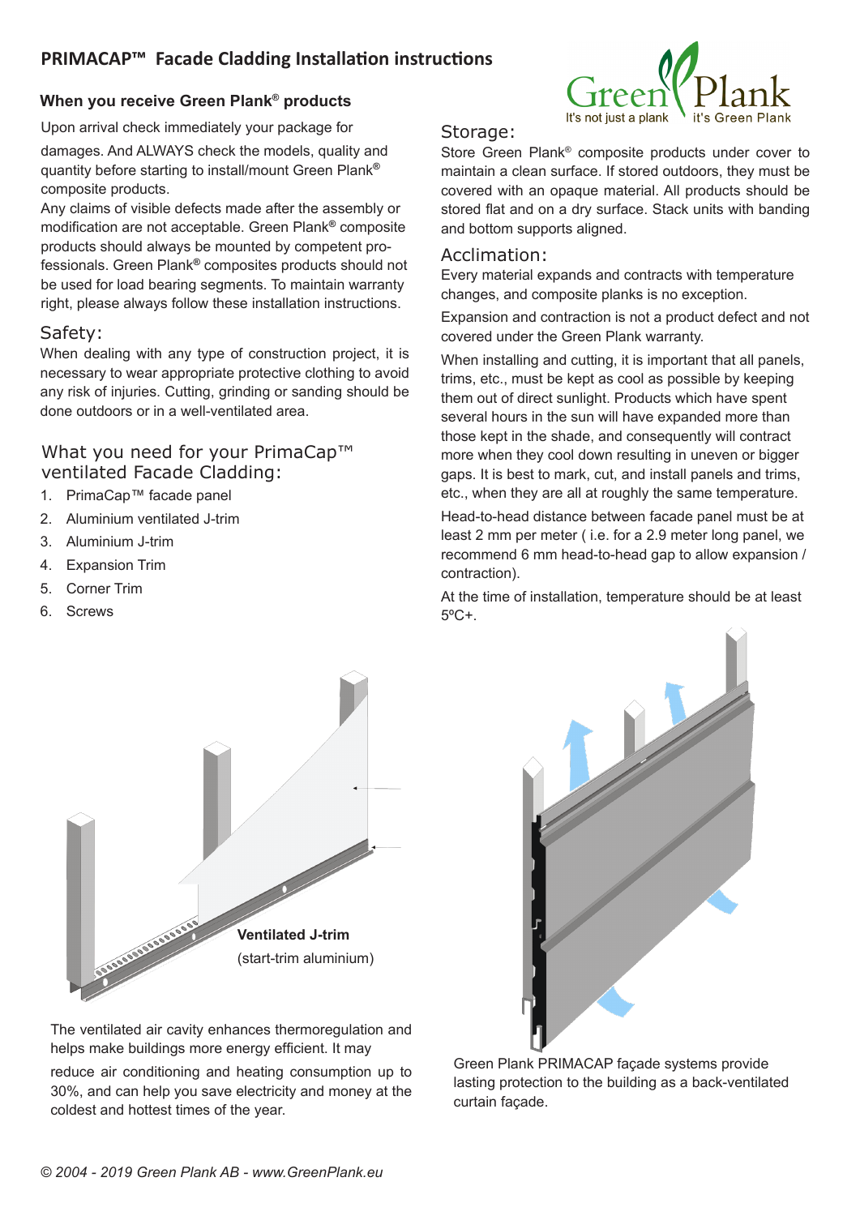# PRIMACAP™ Facade Cladding Installation instructions

## When you receive Green Plank® products

Upon arrival check immediately your package for damages. And ALWAYS check the models, quality and quantity before starting to install/mount Green Plank® composite products.

Any claims of visible defects made after the assembly or modification are not acceptable. Green Plank® composite products should always be mounted by competent professionals. Green Plank® composites products should not be used for load bearing segments. To maintain warranty right, please always follow these installation instructions.

## Safety:

When dealing with any type of construction project, it is necessary to wear appropriate protective clothing to avoid any risk of injuries. Cutting, grinding or sanding should be done outdoors or in a well-ventilated area.

## What you need for your PrimaCap™ ventilated Facade Cladding:

1. PrimaCap™ facade panel
2. Aluminium ventilated J-trim
3. Aluminium J-trim
4. Expansion Trim
5. Corner Trim
6. Screws

**Ventilated J-trim**
(start-trim aluminium)

The ventilated air cavity enhances thermoregulation and helps make buildings more energy efficient. It may reduce air conditioning and heating consumption up to 30%, and can help you save electricity and money at the coldest and hottest times of the year.

## Storage:

Store Green Plank® composite products under cover to maintain a clean surface. If stored outdoors, they must be covered with an opaque material. All products should be stored flat and on a dry surface. Stack units with banding and bottom supports aligned.

## Acclimation:

Every material expands and contracts with temperature changes, and composite planks is no exception.

Expansion and contraction is not a product defect and not covered under the Green Plank warranty.

When installing and cutting, it is important that all panels, trims, etc., must be kept as cool as possible by keeping them out of direct sunlight. Products which have spent several hours in the sun will have expanded more than those kept in the shade, and consequently will contract more when they cool down resulting in uneven or bigger gaps. It is best to mark, cut, and install panels and trims, etc., when they are all at roughly the same temperature.

Head-to-head distance between facade panel must be at least 2 mm per meter ( i.e. for a 2.9 meter long panel, we recommend 6 mm head-to-head gap to allow expansion / contraction).

At the time of installation, temperature should be at least 5ºC+.

Green Plank PRIMACAP façade systems provide lasting protection to the building as a back-ventilated curtain façade.

*© 2004 - 2019 Green Plank AB - www.GreenPlank.eu*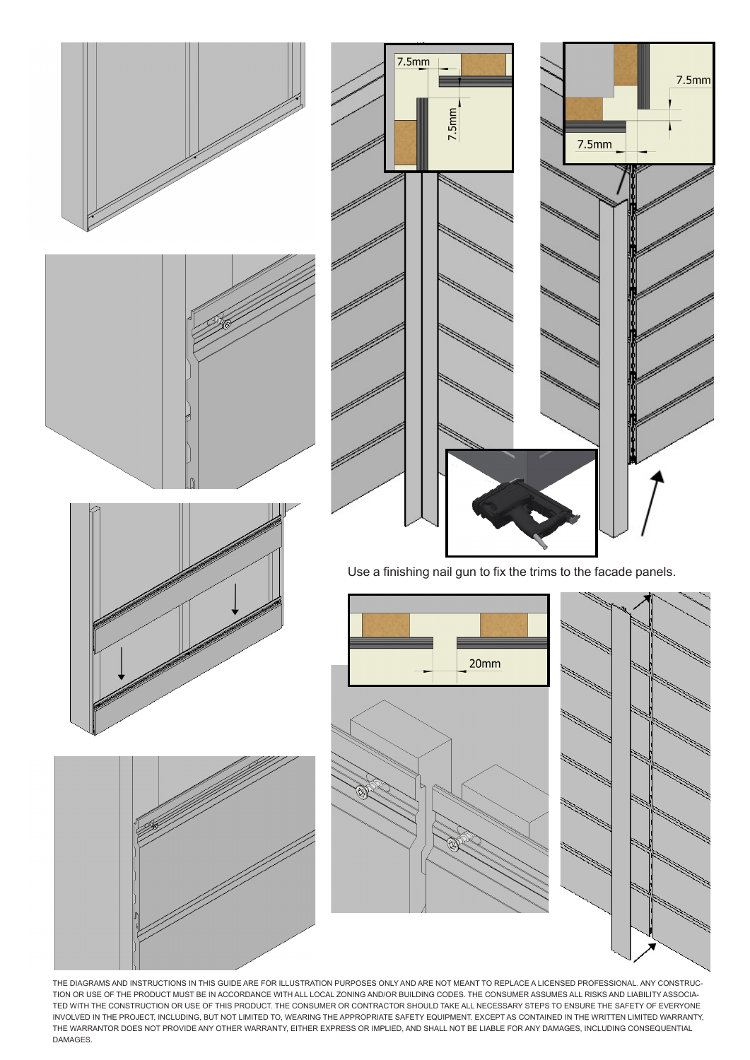7.5mm

7.5mm

7.5mm

7.5mm

Use a finishing nail gun to fix the trims to the facade panels.

20mm

THE DIAGRAMS AND INSTRUCTIONS IN THIS GUIDE ARE FOR ILLUSTRATION PURPOSES ONLY AND ARE NOT MEANT TO REPLACE A LICENSED PROFESSIONAL. ANY CONSTRUCTION OR USE OF THE PRODUCT MUST BE IN ACCORDANCE WITH ALL LOCAL ZONING AND/OR BUILDING CODES. THE CONSUMER ASSUMES ALL RISKS AND LIABILITY ASSOCIATED WITH THE CONSTRUCTION OR USE OF THIS PRODUCT. THE CONSUMER OR CONTRACTOR SHOULD TAKE ALL NECESSARY STEPS TO ENSURE THE SAFETY OF EVERYONE INVOLVED IN THE PROJECT, INCLUDING, BUT NOT LIMITED TO, WEARING THE APPROPRIATE SAFETY EQUIPMENT. EXCEPT AS CONTAINED IN THE WRITTEN LIMITED WARRANTY, THE WARRANTOR DOES NOT PROVIDE ANY OTHER WARRANTY, EITHER EXPRESS OR IMPLIED, AND SHALL NOT BE LIABLE FOR ANY DAMAGES, INCLUDING CONSEQUENTIAL DAMAGES.